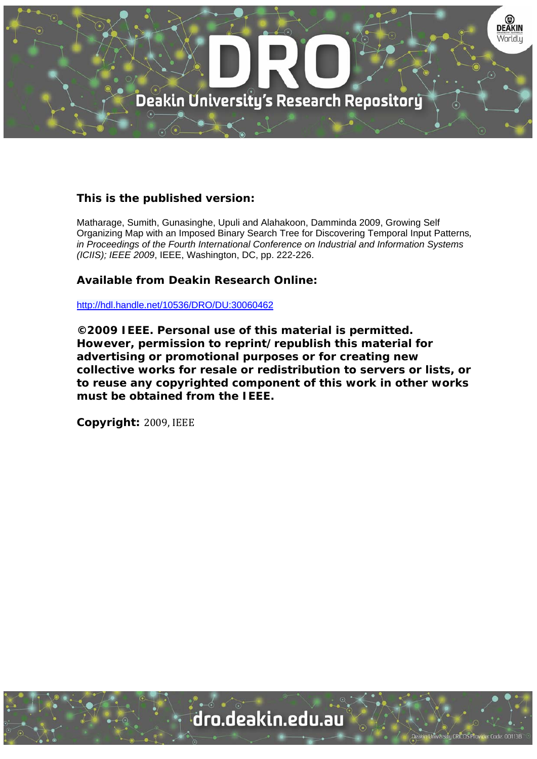**This is the published version:**

Matharage, Sumith, Gunasinghe, Upuli and Alahakoon, Damminda 2009, Growing Self Organizing Map with an Imposed Binary Search Tree for Discovering Temporal Input Patterns, *in Proceedings of the Fourth International Conference on Industrial and Information Systems (ICIIS); IEEE 2009*, IEEE, Washington, DC, pp. 222-226.

**Available from Deakin Research Online:**

http://hdl.handle.net/10536/DRO/DU:30060462

**©2009 IEEE. Personal use of this material is permitted. However, permission to reprint/republish this material for advertising or promotional purposes or for creating new collective works for resale or redistribution to servers or lists, or to reuse any copyrighted component of this work in other works must be obtained from the IEEE.**

**Copyright:** 2009, IEEE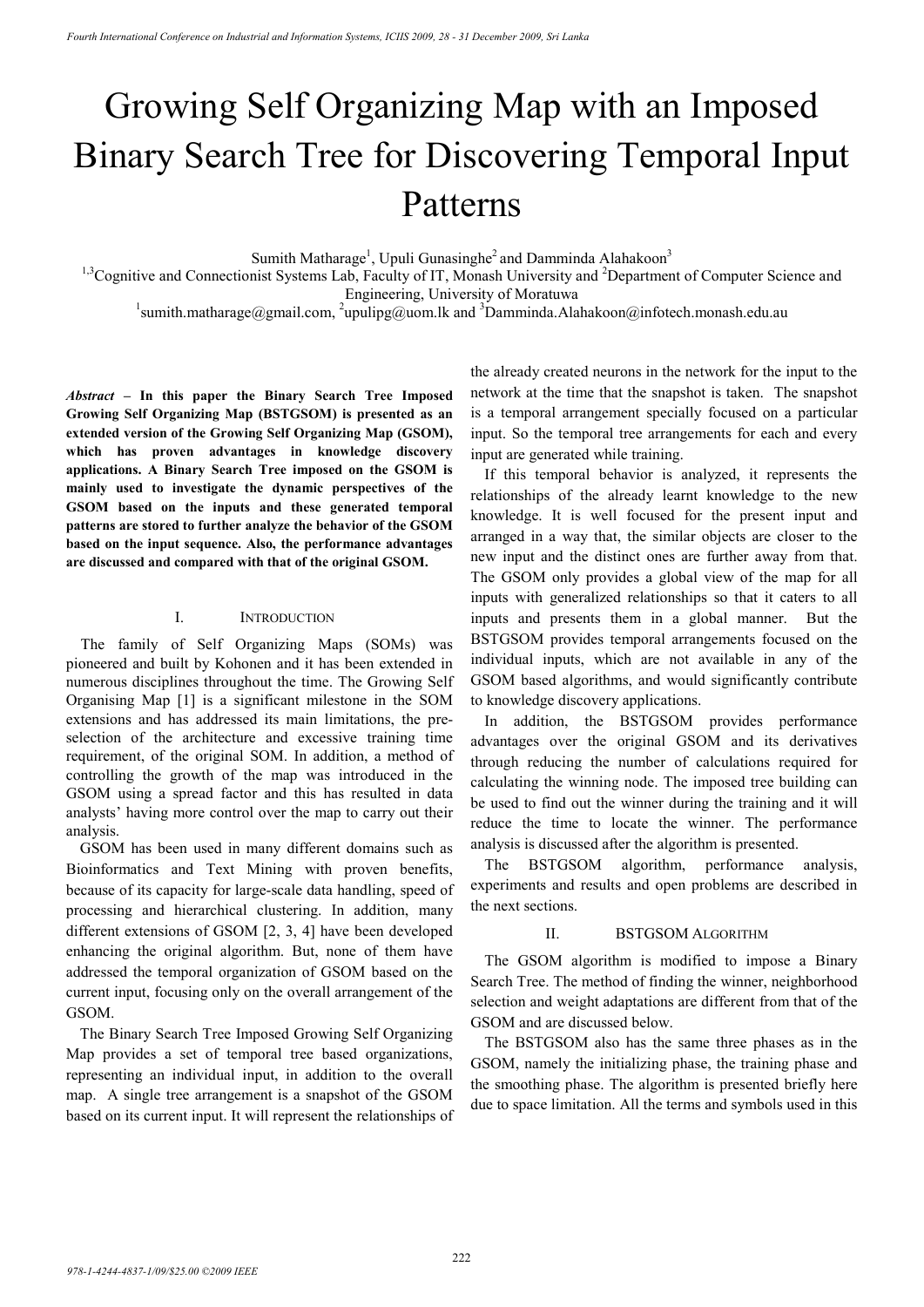# Growing Self Organizing Map with an Imposed Binary Search Tree for Discovering Temporal Input Patterns

Sumith Matharage[1], Upuli Gunasinghe[2] and Damminda Alahakoon[3]

[1,3]Cognitive and Connectionist Systems Lab, Faculty of IT, Monash University and [2]Department of Computer Science and Engineering, University of Moratuwa

[1]sumith.matharage@gmail.com, [2]upulipg@uom.lk and [3]Damminda.Alahakoon@infotech.monash.edu.au

***Abstract* – In this paper the Binary Search Tree Imposed Growing Self Organizing Map (BSTGSOM) is presented as an extended version of the Growing Self Organizing Map (GSOM), which has proven advantages in knowledge discovery applications. A Binary Search Tree imposed on the GSOM is mainly used to investigate the dynamic perspectives of the GSOM based on the inputs and these generated temporal patterns are stored to further analyze the behavior of the GSOM based on the input sequence. Also, the performance advantages are discussed and compared with that of the original GSOM.**

## I. Introduction

The family of Self Organizing Maps (SOMs) was pioneered and built by Kohonen and it has been extended in numerous disciplines throughout the time. The Growing Self Organising Map [1] is a significant milestone in the SOM extensions and has addressed its main limitations, the pre-selection of the architecture and excessive training time requirement, of the original SOM. In addition, a method of controlling the growth of the map was introduced in the GSOM using a spread factor and this has resulted in data analysts' having more control over the map to carry out their analysis.

GSOM has been used in many different domains such as Bioinformatics and Text Mining with proven benefits, because of its capacity for large-scale data handling, speed of processing and hierarchical clustering. In addition, many different extensions of GSOM [2, 3, 4] have been developed enhancing the original algorithm. But, none of them have addressed the temporal organization of GSOM based on the current input, focusing only on the overall arrangement of the GSOM.

The Binary Search Tree Imposed Growing Self Organizing Map provides a set of temporal tree based organizations, representing an individual input, in addition to the overall map. A single tree arrangement is a snapshot of the GSOM based on its current input. It will represent the relationships of the already created neurons in the network for the input to the network at the time that the snapshot is taken. The snapshot is a temporal arrangement specially focused on a particular input. So the temporal tree arrangements for each and every input are generated while training.

If this temporal behavior is analyzed, it represents the relationships of the already learnt knowledge to the new knowledge. It is well focused for the present input and arranged in a way that, the similar objects are closer to the new input and the distinct ones are further away from that. The GSOM only provides a global view of the map for all inputs with generalized relationships so that it caters to all inputs and presents them in a global manner. But the BSTGSOM provides temporal arrangements focused on the individual inputs, which are not available in any of the GSOM based algorithms, and would significantly contribute to knowledge discovery applications.

In addition, the BSTGSOM provides performance advantages over the original GSOM and its derivatives through reducing the number of calculations required for calculating the winning node. The imposed tree building can be used to find out the winner during the training and it will reduce the time to locate the winner. The performance analysis is discussed after the algorithm is presented.

The BSTGSOM algorithm, performance analysis, experiments and results and open problems are described in the next sections.

## II. BSTGSOM Algorithm

The GSOM algorithm is modified to impose a Binary Search Tree. The method of finding the winner, neighborhood selection and weight adaptations are different from that of the GSOM and are discussed below.

The BSTGSOM also has the same three phases as in the GSOM, namely the initializing phase, the training phase and the smoothing phase. The algorithm is presented briefly here due to space limitation. All the terms and symbols used in this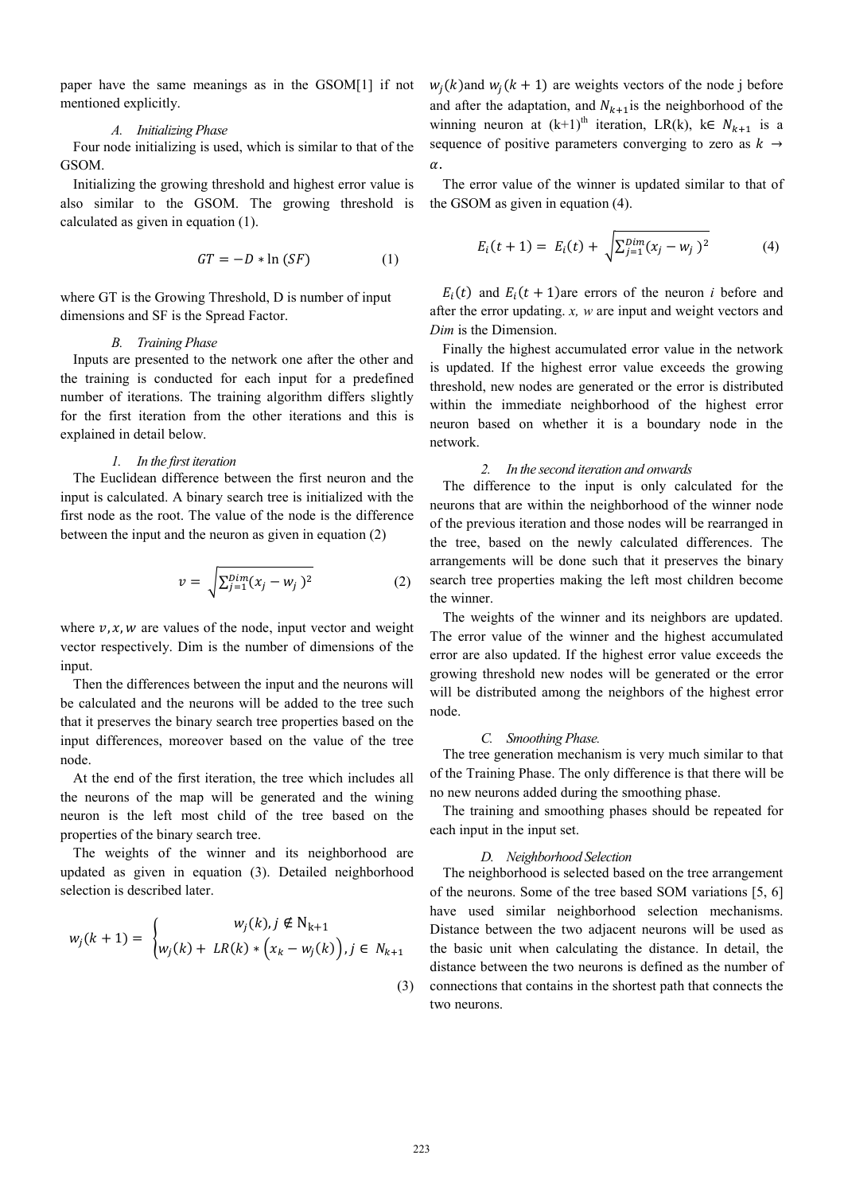paper have the same meanings as in the GSOM[1] if not mentioned explicitly.

### *A. Initializing Phase*

Four node initializing is used, which is similar to that of the GSOM.

Initializing the growing threshold and highest error value is also similar to the GSOM. The growing threshold is calculated as given in equation (1).

$$GT = -D * \ln(SF) \tag{1}$$

where GT is the Growing Threshold, D is number of input dimensions and SF is the Spread Factor.

### *B. Training Phase*

Inputs are presented to the network one after the other and the training is conducted for each input for a predefined number of iterations. The training algorithm differs slightly for the first iteration from the other iterations and this is explained in detail below.

#### *1. In the first iteration*

The Euclidean difference between the first neuron and the input is calculated. A binary search tree is initialized with the first node as the root. The value of the node is the difference between the input and the neuron as given in equation (2)

$$v = \sqrt{\sum_{j=1}^{Dim}(x_j - w_j)^2} \tag{2}$$

where $v, x, w$ are values of the node, input vector and weight vector respectively. Dim is the number of dimensions of the input.

Then the differences between the input and the neurons will be calculated and the neurons will be added to the tree such that it preserves the binary search tree properties based on the input differences, moreover based on the value of the tree node.

At the end of the first iteration, the tree which includes all the neurons of the map will be generated and the wining neuron is the left most child of the tree based on the properties of the binary search tree.

The weights of the winner and its neighborhood are updated as given in equation (3). Detailed neighborhood selection is described later.

$$w_j(k+1) = \begin{cases} w_j(k), j \notin \mathrm{N}_{k+1} \\ w_j(k) + LR(k) * \left(x_k - w_j(k)\right), j \in N_{k+1} \end{cases} \tag{3}$$

$w_j(k)$ and $w_j(k+1)$ are weights vectors of the node j before and after the adaptation, and $N_{k+1}$ is the neighborhood of the winning neuron at (k+1)[th] iteration, LR(k), k$\in N_{k+1}$ is a sequence of positive parameters converging to zero as $k \to \alpha$.

The error value of the winner is updated similar to that of the GSOM as given in equation (4).

$$E_i(t+1) = E_i(t) + \sqrt{\sum_{j=1}^{Dim}(x_j - w_j)^2} \tag{4}$$

$E_i(t)$ and $E_i(t+1)$ are errors of the neuron *i* before and after the error updating. *x, w* are input and weight vectors and *Dim* is the Dimension.

Finally the highest accumulated error value in the network is updated. If the highest error value exceeds the growing threshold, new nodes are generated or the error is distributed within the immediate neighborhood of the highest error neuron based on whether it is a boundary node in the network.

#### *2. In the second iteration and onwards*

The difference to the input is only calculated for the neurons that are within the neighborhood of the winner node of the previous iteration and those nodes will be rearranged in the tree, based on the newly calculated differences. The arrangements will be done such that it preserves the binary search tree properties making the left most children become the winner.

The weights of the winner and its neighbors are updated. The error value of the winner and the highest accumulated error are also updated. If the highest error value exceeds the growing threshold new nodes will be generated or the error will be distributed among the neighbors of the highest error node.

### *C. Smoothing Phase.*

The tree generation mechanism is very much similar to that of the Training Phase. The only difference is that there will be no new neurons added during the smoothing phase.

The training and smoothing phases should be repeated for each input in the input set.

### *D. Neighborhood Selection*

The neighborhood is selected based on the tree arrangement of the neurons. Some of the tree based SOM variations [5, 6] have used similar neighborhood selection mechanisms. Distance between the two adjacent neurons will be used as the basic unit when calculating the distance. In detail, the distance between the two neurons is defined as the number of connections that contains in the shortest path that connects the two neurons.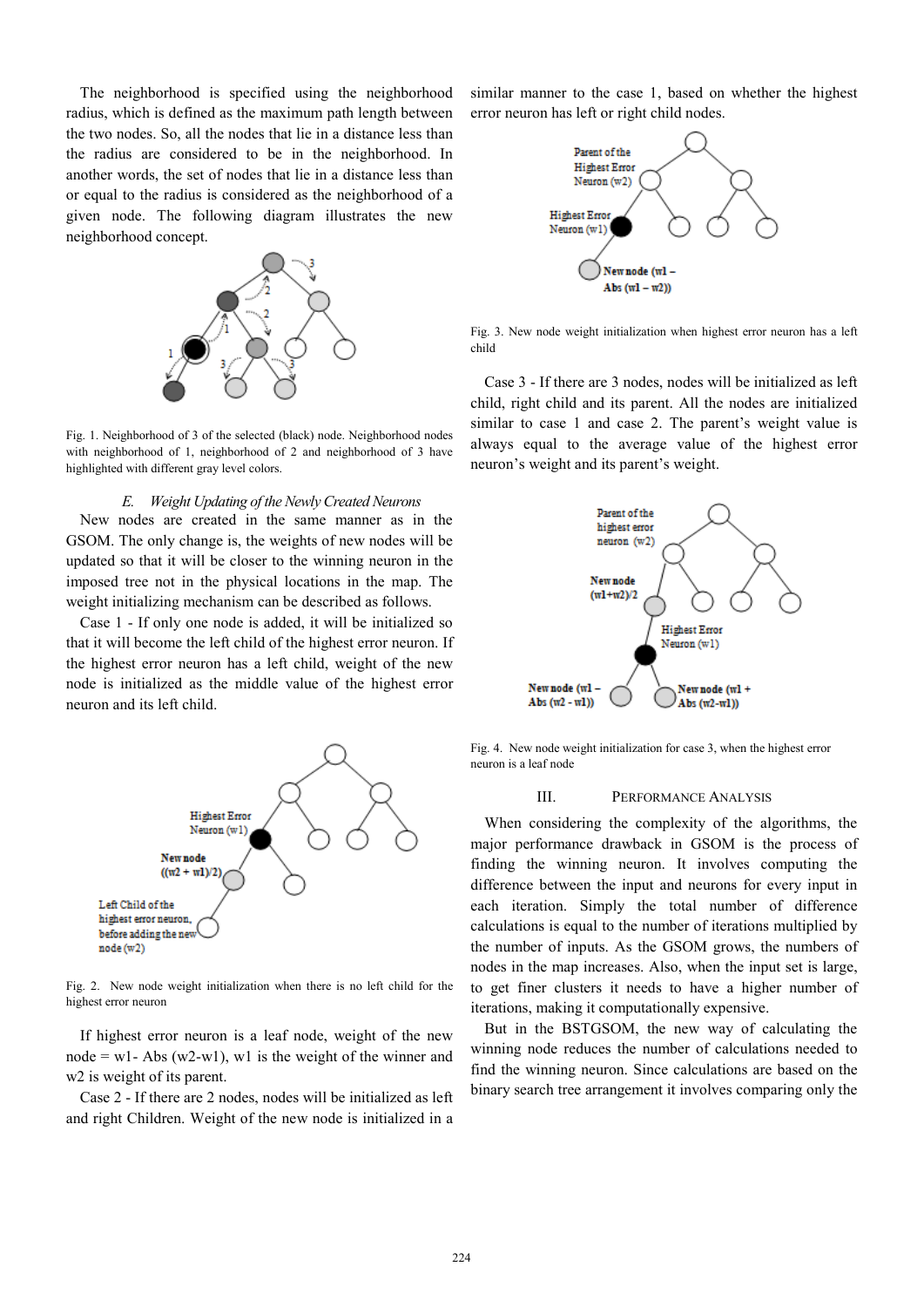The neighborhood is specified using the neighborhood radius, which is defined as the maximum path length between the two nodes. So, all the nodes that lie in a distance less than the radius are considered to be in the neighborhood. In another words, the set of nodes that lie in a distance less than or equal to the radius is considered as the neighborhood of a given node. The following diagram illustrates the new neighborhood concept.

Fig. 1. Neighborhood of 3 of the selected (black) node. Neighborhood nodes with neighborhood of 1, neighborhood of 2 and neighborhood of 3 have highlighted with different gray level colors.

### *E. Weight Updating of the Newly Created Neurons*

New nodes are created in the same manner as in the GSOM. The only change is, the weights of new nodes will be updated so that it will be closer to the winning neuron in the imposed tree not in the physical locations in the map. The weight initializing mechanism can be described as follows.

Case 1 - If only one node is added, it will be initialized so that it will become the left child of the highest error neuron. If the highest error neuron has a left child, weight of the new node is initialized as the middle value of the highest error neuron and its left child.

Fig. 2. New node weight initialization when there is no left child for the highest error neuron

If highest error neuron is a leaf node, weight of the new node = w1- Abs (w2-w1), w1 is the weight of the winner and w2 is weight of its parent.

Case 2 - If there are 2 nodes, nodes will be initialized as left and right Children. Weight of the new node is initialized in a similar manner to the case 1, based on whether the highest error neuron has left or right child nodes.

Fig. 3. New node weight initialization when highest error neuron has a left child

Case 3 - If there are 3 nodes, nodes will be initialized as left child, right child and its parent. All the nodes are initialized similar to case 1 and case 2. The parent's weight value is always equal to the average value of the highest error neuron's weight and its parent's weight.

Fig. 4. New node weight initialization for case 3, when the highest error neuron is a leaf node

## III. PERFORMANCE ANALYSIS

When considering the complexity of the algorithms, the major performance drawback in GSOM is the process of finding the winning neuron. It involves computing the difference between the input and neurons for every input in each iteration. Simply the total number of difference calculations is equal to the number of iterations multiplied by the number of inputs. As the GSOM grows, the numbers of nodes in the map increases. Also, when the input set is large, to get finer clusters it needs to have a higher number of iterations, making it computationally expensive.

But in the BSTGSOM, the new way of calculating the winning node reduces the number of calculations needed to find the winning neuron. Since calculations are based on the binary search tree arrangement it involves comparing only the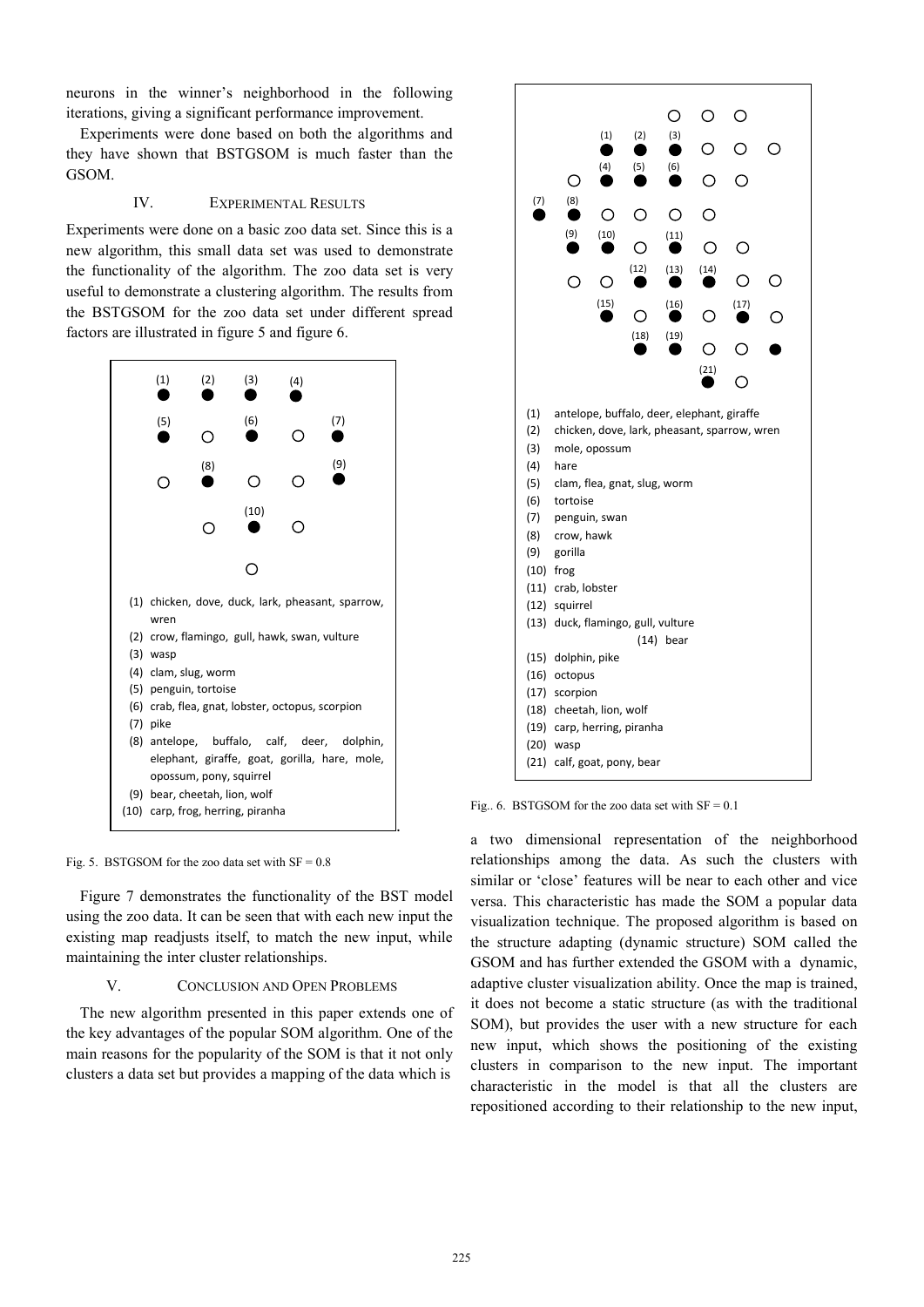neurons in the winner's neighborhood in the following iterations, giving a significant performance improvement.

Experiments were done based on both the algorithms and they have shown that BSTGSOM is much faster than the GSOM.

## IV. EXPERIMENTAL RESULTS

Experiments were done on a basic zoo data set. Since this is a new algorithm, this small data set was used to demonstrate the functionality of the algorithm. The zoo data set is very useful to demonstrate a clustering algorithm. The results from the BSTGSOM for the zoo data set under different spread factors are illustrated in figure 5 and figure 6.

(1) chicken, dove, duck, lark, pheasant, sparrow, wren
(2) crow, flamingo, gull, hawk, swan, vulture
(3) wasp
(4) clam, slug, worm
(5) penguin, tortoise
(6) crab, flea, gnat, lobster, octopus, scorpion
(7) pike
(8) antelope, buffalo, calf, deer, dolphin, elephant, giraffe, goat, gorilla, hare, mole, opossum, pony, squirrel
(9) bear, cheetah, lion, wolf
(10) carp, frog, herring, piranha

Fig. 5. BSTGSOM for the zoo data set with SF = 0.8

Figure 7 demonstrates the functionality of the BST model using the zoo data. It can be seen that with each new input the existing map readjusts itself, to match the new input, while maintaining the inter cluster relationships.

## V. CONCLUSION AND OPEN PROBLEMS

The new algorithm presented in this paper extends one of the key advantages of the popular SOM algorithm. One of the main reasons for the popularity of the SOM is that it not only clusters a data set but provides a mapping of the data which is a two dimensional representation of the neighborhood relationships among the data. As such the clusters with similar or 'close' features will be near to each other and vice versa. This characteristic has made the SOM a popular data visualization technique. The proposed algorithm is based on the structure adapting (dynamic structure) SOM called the GSOM and has further extended the GSOM with a dynamic, adaptive cluster visualization ability. Once the map is trained, it does not become a static structure (as with the traditional SOM), but provides the user with a new structure for each new input, which shows the positioning of the existing clusters in comparison to the new input. The important characteristic in the model is that all the clusters are repositioned according to their relationship to the new input,

(1) antelope, buffalo, deer, elephant, giraffe
(2) chicken, dove, lark, pheasant, sparrow, wren
(3) mole, opossum
(4) hare
(5) clam, flea, gnat, slug, worm
(6) tortoise
(7) penguin, swan
(8) crow, hawk
(9) gorilla
(10) frog
(11) crab, lobster
(12) squirrel
(13) duck, flamingo, gull, vulture
(14) bear
(15) dolphin, pike
(16) octopus
(17) scorpion
(18) cheetah, lion, wolf
(19) carp, herring, piranha
(20) wasp
(21) calf, goat, pony, bear

Fig.. 6. BSTGSOM for the zoo data set with SF = 0.1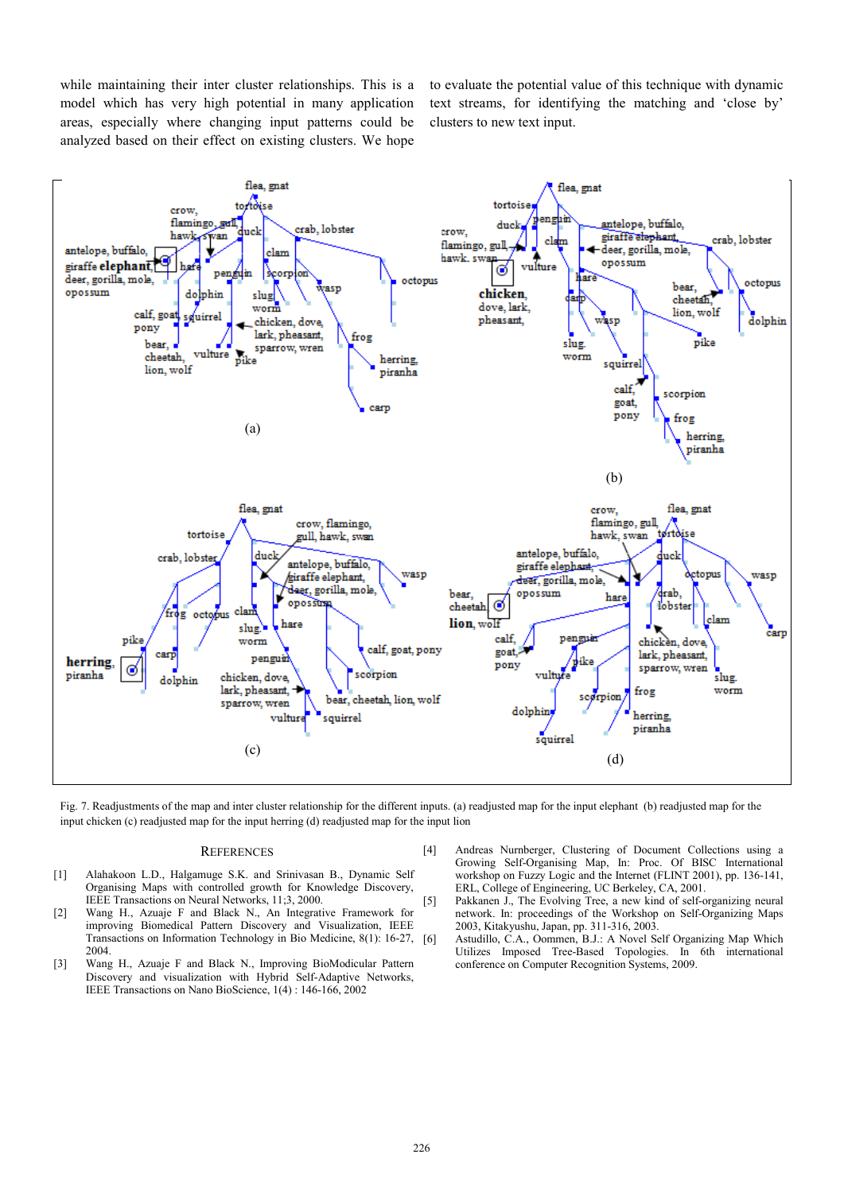while maintaining their inter cluster relationships. This is a model which has very high potential in many application areas, especially where changing input patterns could be analyzed based on their effect on existing clusters. We hope to evaluate the potential value of this technique with dynamic text streams, for identifying the matching and 'close by' clusters to new text input.

(a)

(b)

(c)

(d)

Fig. 7. Readjustments of the map and inter cluster relationship for the different inputs. (a) readjusted map for the input elephant (b) readjusted map for the input chicken (c) readjusted map for the input herring (d) readjusted map for the input lion

## REFERENCES

[1] Alahakoon L.D., Halgamuge S.K. and Srinivasan B., Dynamic Self Organising Maps with controlled growth for Knowledge Discovery, IEEE Transactions on Neural Networks, 11;3, 2000.

[2] Wang H., Azuaje F and Black N., An Integrative Framework for improving Biomedical Pattern Discovery and Visualization, IEEE Transactions on Information Technology in Bio Medicine, 8(1): 16-27, 2004.

[3] Wang H., Azuaje F and Black N., Improving BioModicular Pattern Discovery and visualization with Hybrid Self-Adaptive Networks, IEEE Transactions on Nano BioScience, 1(4) : 146-166, 2002

[4] Andreas Nurnberger, Clustering of Document Collections using a Growing Self-Organising Map, In: Proc. Of BISC International workshop on Fuzzy Logic and the Internet (FLINT 2001), pp. 136-141, ERL, College of Engineering, UC Berkeley, CA, 2001.

[5] Pakkanen J., The Evolving Tree, a new kind of self-organizing neural network. In: proceedings of the Workshop on Self-Organizing Maps 2003, Kitakyushu, Japan, pp. 311-316, 2003.

[6] Astudillo, C.A., Oommen, B.J.: A Novel Self Organizing Map Which Utilizes Imposed Tree-Based Topologies. In 6th international conference on Computer Recognition Systems, 2009.